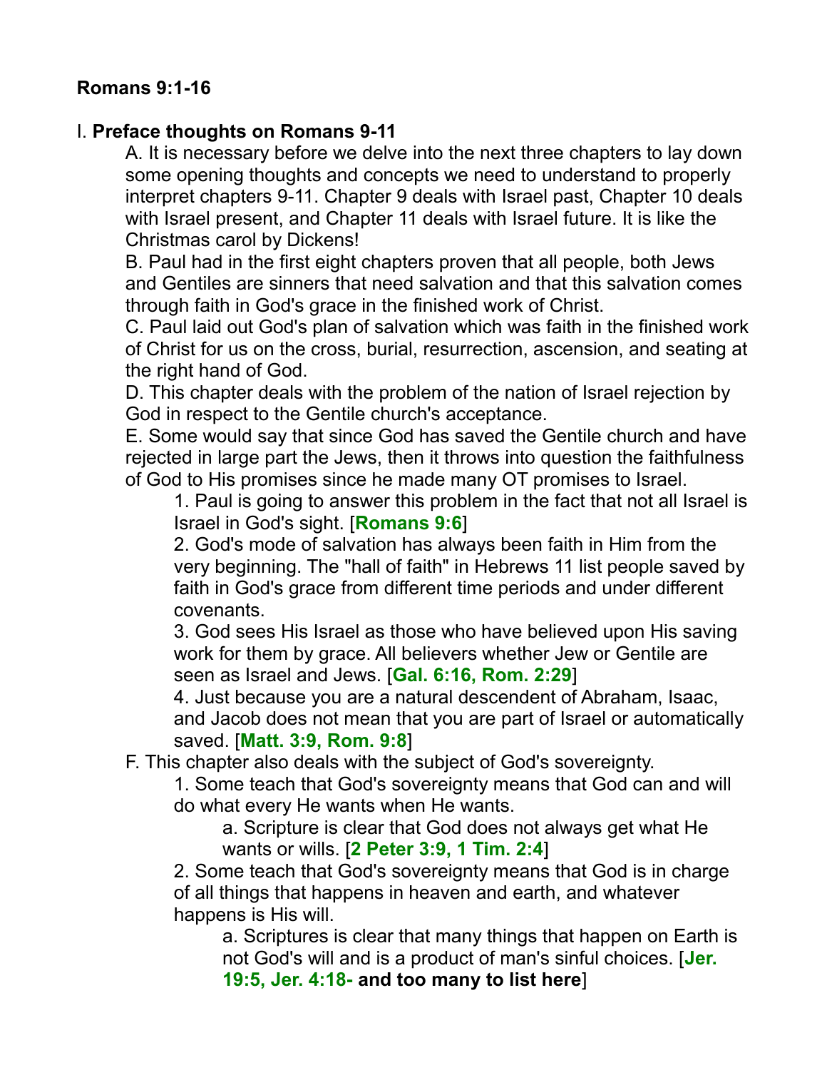**Romans 9:1-16**

I. **Preface thoughts on Romans 9-11**

A. It is necessary before we delve into the next three chapters to lay down some opening thoughts and concepts we need to understand to properly interpret chapters 9-11. Chapter 9 deals with Israel past, Chapter 10 deals with Israel present, and Chapter 11 deals with Israel future. It is like the Christmas carol by Dickens!

B. Paul had in the first eight chapters proven that all people, both Jews and Gentiles are sinners that need salvation and that this salvation comes through faith in God's grace in the finished work of Christ.

C. Paul laid out God's plan of salvation which was faith in the finished work of Christ for us on the cross, burial, resurrection, ascension, and seating at the right hand of God.

D. This chapter deals with the problem of the nation of Israel rejection by God in respect to the Gentile church's acceptance.

E. Some would say that since God has saved the Gentile church and have rejected in large part the Jews, then it throws into question the faithfulness of God to His promises since he made many OT promises to Israel.

1. Paul is going to answer this problem in the fact that not all Israel is Israel in God's sight. [**Romans 9:6**]

2. God's mode of salvation has always been faith in Him from the very beginning. The "hall of faith" in Hebrews 11 list people saved by faith in God's grace from different time periods and under different covenants.

3. God sees His Israel as those who have believed upon His saving work for them by grace. All believers whether Jew or Gentile are seen as Israel and Jews. [**Gal. 6:16, Rom. 2:29**]

4. Just because you are a natural descendent of Abraham, Isaac, and Jacob does not mean that you are part of Israel or automatically saved. [**Matt. 3:9, Rom. 9:8**]

F. This chapter also deals with the subject of God's sovereignty.

1. Some teach that God's sovereignty means that God can and will do what every He wants when He wants.

a. Scripture is clear that God does not always get what He wants or wills. [**2 Peter 3:9, 1 Tim. 2:4**]

2. Some teach that God's sovereignty means that God is in charge of all things that happens in heaven and earth, and whatever happens is His will.

a. Scriptures is clear that many things that happen on Earth is not God's will and is a product of man's sinful choices. [**Jer. 19:5, Jer. 4:18- and too many to list here**]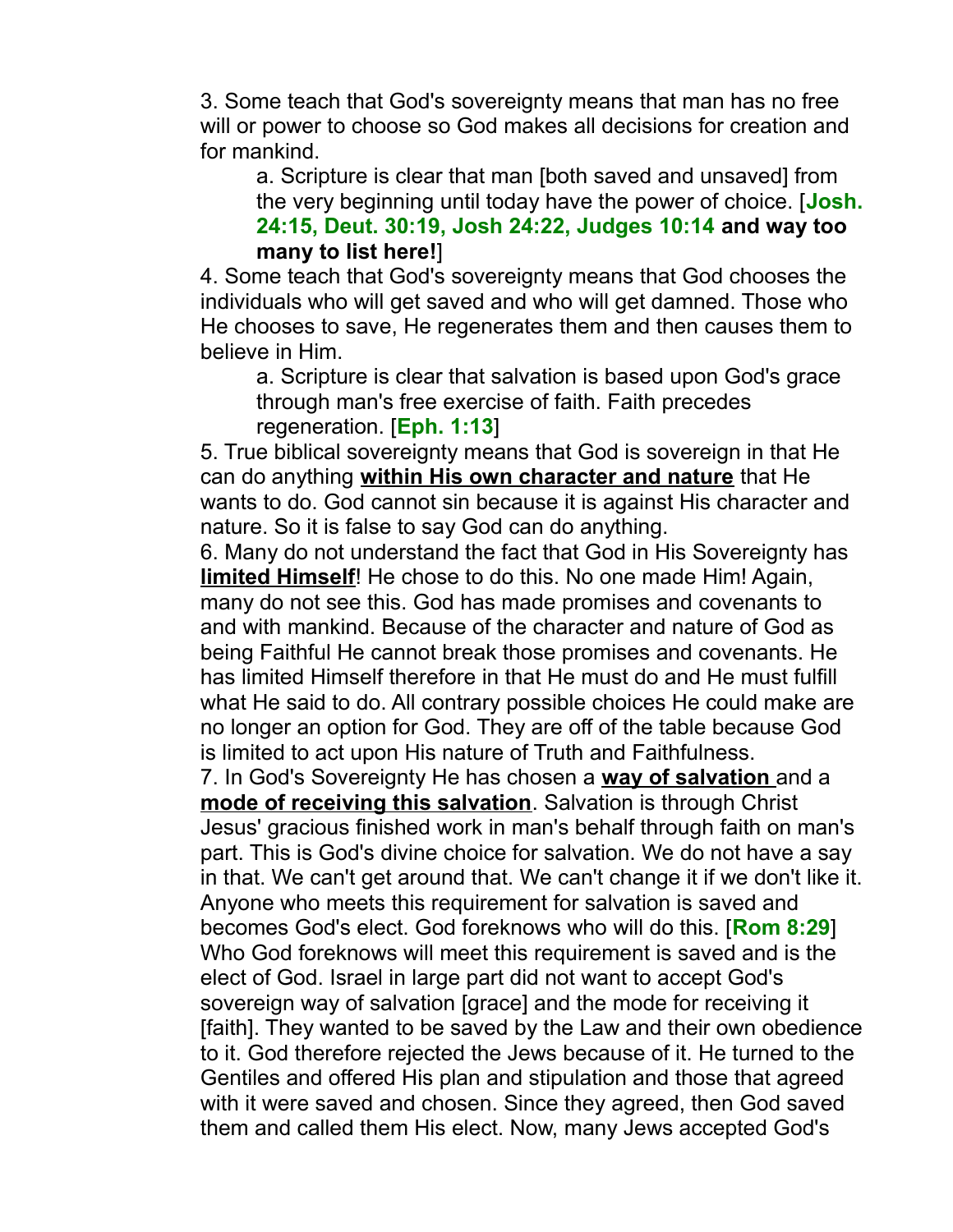3. Some teach that God's sovereignty means that man has no free will or power to choose so God makes all decisions for creation and for mankind.

   a. Scripture is clear that man [both saved and unsaved] from the very beginning until today have the power of choice. [**Josh. 24:15, Deut. 30:19, Josh 24:22, Judges 10:14 and way too many to list here!**]

4. Some teach that God's sovereignty means that God chooses the individuals who will get saved and who will get damned. Those who He chooses to save, He regenerates them and then causes them to believe in Him.

   a. Scripture is clear that salvation is based upon God's grace through man's free exercise of faith. Faith precedes regeneration. [**Eph. 1:13**]

5. True biblical sovereignty means that God is sovereign in that He can do anything **within His own character and nature** that He wants to do. God cannot sin because it is against His character and nature. So it is false to say God can do anything.

6. Many do not understand the fact that God in His Sovereignty has **limited Himself**! He chose to do this. No one made Him! Again, many do not see this. God has made promises and covenants to and with mankind. Because of the character and nature of God as being Faithful He cannot break those promises and covenants. He has limited Himself therefore in that He must do and He must fulfill what He said to do. All contrary possible choices He could make are no longer an option for God. They are off of the table because God is limited to act upon His nature of Truth and Faithfulness.

7. In God's Sovereignty He has chosen a **way of salvation** and a **mode of receiving this salvation**. Salvation is through Christ Jesus' gracious finished work in man's behalf through faith on man's part. This is God's divine choice for salvation. We do not have a say in that. We can't get around that. We can't change it if we don't like it. Anyone who meets this requirement for salvation is saved and becomes God's elect. God foreknows who will do this. [**Rom 8:29**] Who God foreknows will meet this requirement is saved and is the elect of God. Israel in large part did not want to accept God's sovereign way of salvation [grace] and the mode for receiving it [faith]. They wanted to be saved by the Law and their own obedience to it. God therefore rejected the Jews because of it. He turned to the Gentiles and offered His plan and stipulation and those that agreed with it were saved and chosen. Since they agreed, then God saved them and called them His elect. Now, many Jews accepted God's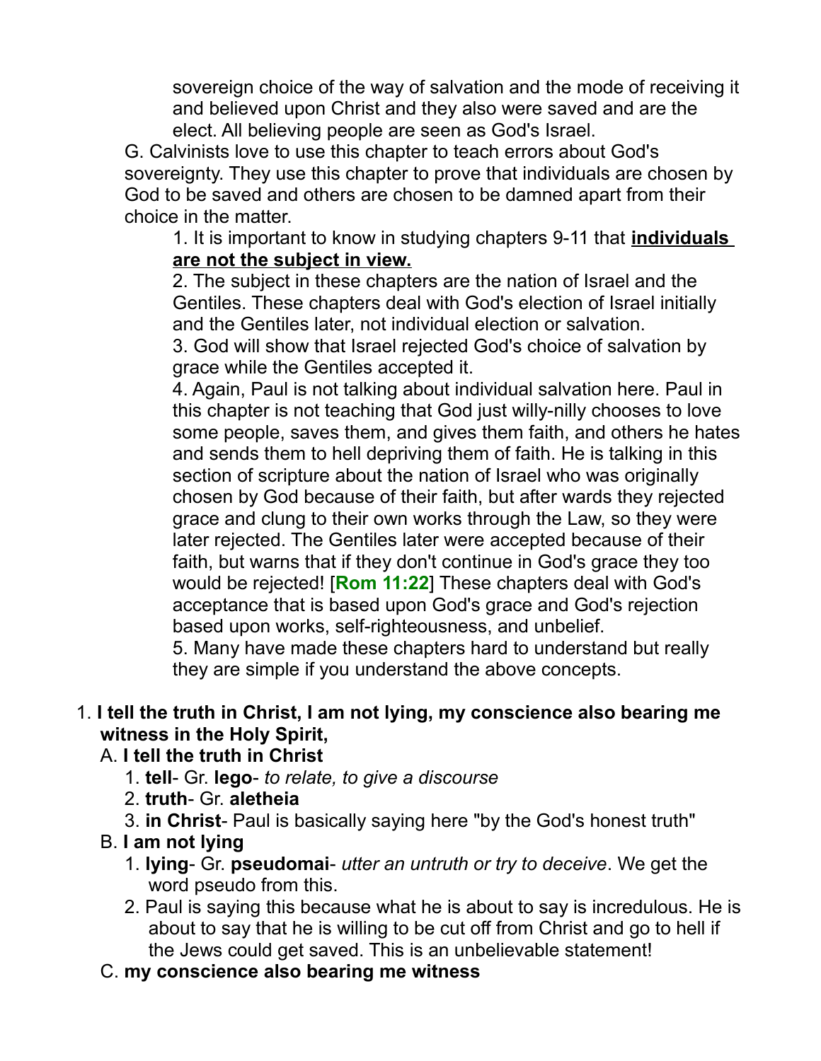sovereign choice of the way of salvation and the mode of receiving it and believed upon Christ and they also were saved and are the elect. All believing people are seen as God's Israel.

G. Calvinists love to use this chapter to teach errors about God's sovereignty. They use this chapter to prove that individuals are chosen by God to be saved and others are chosen to be damned apart from their choice in the matter.

1. It is important to know in studying chapters 9-11 that **individuals are not the subject in view.**
2. The subject in these chapters are the nation of Israel and the Gentiles. These chapters deal with God's election of Israel initially and the Gentiles later, not individual election or salvation.
3. God will show that Israel rejected God's choice of salvation by grace while the Gentiles accepted it.
4. Again, Paul is not talking about individual salvation here. Paul in this chapter is not teaching that God just willy-nilly chooses to love some people, saves them, and gives them faith, and others he hates and sends them to hell depriving them of faith. He is talking in this section of scripture about the nation of Israel who was originally chosen by God because of their faith, but after wards they rejected grace and clung to their own works through the Law, so they were later rejected. The Gentiles later were accepted because of their faith, but warns that if they don't continue in God's grace they too would be rejected! [**Rom 11:22**] These chapters deal with God's acceptance that is based upon God's grace and God's rejection based upon works, self-righteousness, and unbelief.
5. Many have made these chapters hard to understand but really they are simple if you understand the above concepts.

1. **I tell the truth in Christ, I am not lying, my conscience also bearing me witness in the Holy Spirit,**

A. **I tell the truth in Christ**

1. **tell**- Gr. **lego**- *to relate, to give a discourse*
2. **truth**- Gr. **aletheia**
3. **in Christ**- Paul is basically saying here "by the God's honest truth"

B. **I am not lying**

1. **lying**- Gr. **pseudomai**- *utter an untruth or try to deceive*. We get the word pseudo from this.
2. Paul is saying this because what he is about to say is incredulous. He is about to say that he is willing to be cut off from Christ and go to hell if the Jews could get saved. This is an unbelievable statement!

C. **my conscience also bearing me witness**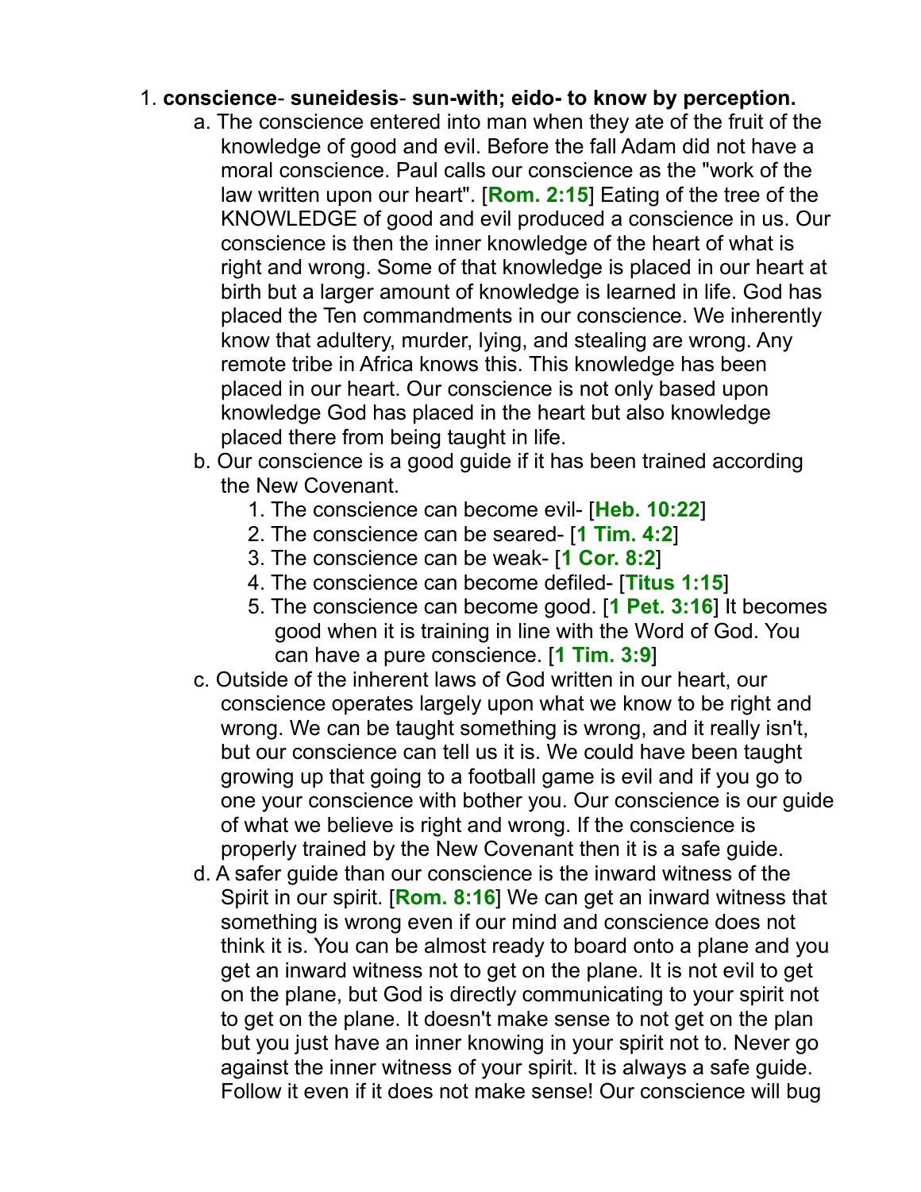1. **conscience**- **suneidesis**- **sun-with; eido- to know by perception.**
   a. The conscience entered into man when they ate of the fruit of the knowledge of good and evil. Before the fall Adam did not have a moral conscience. Paul calls our conscience as the "work of the law written upon our heart". [**Rom. 2:15**] Eating of the tree of the KNOWLEDGE of good and evil produced a conscience in us. Our conscience is then the inner knowledge of the heart of what is right and wrong. Some of that knowledge is placed in our heart at birth but a larger amount of knowledge is learned in life. God has placed the Ten commandments in our conscience. We inherently know that adultery, murder, lying, and stealing are wrong. Any remote tribe in Africa knows this. This knowledge has been placed in our heart. Our conscience is not only based upon knowledge God has placed in the heart but also knowledge placed there from being taught in life.
   b. Our conscience is a good guide if it has been trained according the New Covenant.
      1. The conscience can become evil- [**Heb. 10:22**]
      2. The conscience can be seared- [**1 Tim. 4:2**]
      3. The conscience can be weak- [**1 Cor. 8:2**]
      4. The conscience can become defiled- [**Titus 1:15**]
      5. The conscience can become good. [**1 Pet. 3:16**] It becomes good when it is training in line with the Word of God. You can have a pure conscience. [**1 Tim. 3:9**]
   c. Outside of the inherent laws of God written in our heart, our conscience operates largely upon what we know to be right and wrong. We can be taught something is wrong, and it really isn't, but our conscience can tell us it is. We could have been taught growing up that going to a football game is evil and if you go to one your conscience with bother you. Our conscience is our guide of what we believe is right and wrong. If the conscience is properly trained by the New Covenant then it is a safe guide.
   d. A safer guide than our conscience is the inward witness of the Spirit in our spirit. [**Rom. 8:16**] We can get an inward witness that something is wrong even if our mind and conscience does not think it is. You can be almost ready to board onto a plane and you get an inward witness not to get on the plane. It is not evil to get on the plane, but God is directly communicating to your spirit not to get on the plane. It doesn't make sense to not get on the plan but you just have an inner knowing in your spirit not to. Never go against the inner witness of your spirit. It is always a safe guide. Follow it even if it does not make sense! Our conscience will bug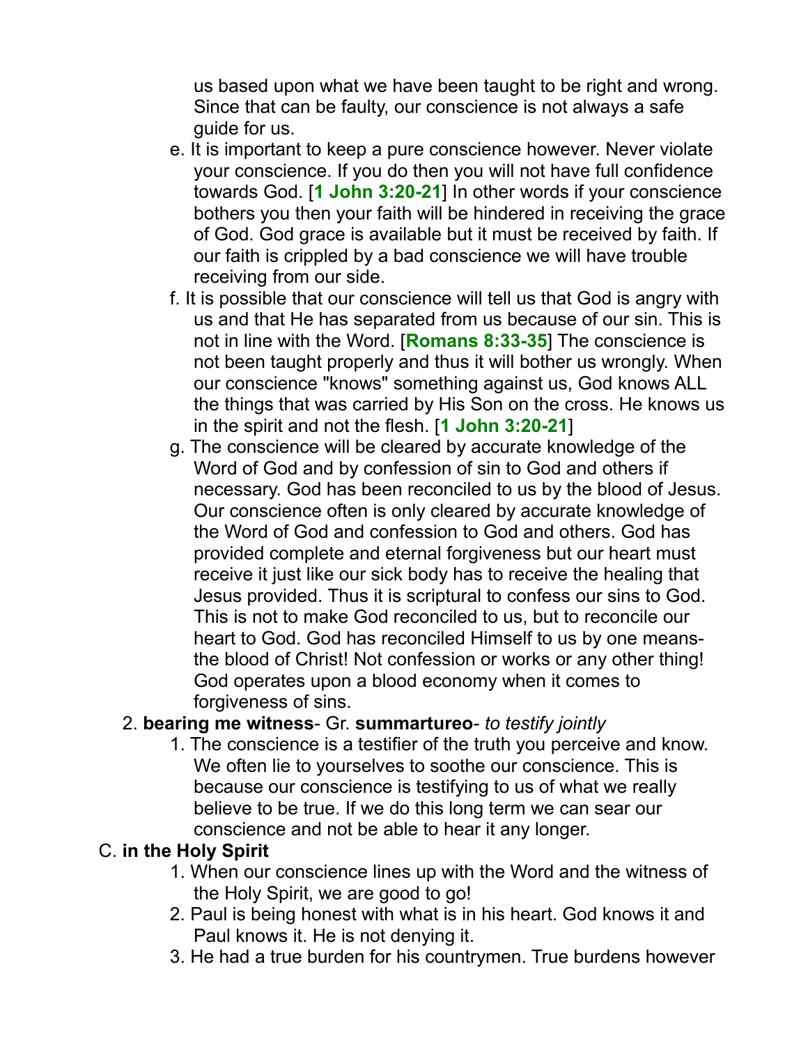us based upon what we have been taught to be right and wrong. Since that can be faulty, our conscience is not always a safe guide for us.

e. It is important to keep a pure conscience however. Never violate your conscience. If you do then you will not have full confidence towards God. [**1 John 3:20-21**] In other words if your conscience bothers you then your faith will be hindered in receiving the grace of God. God grace is available but it must be received by faith. If our faith is crippled by a bad conscience we will have trouble receiving from our side.

f. It is possible that our conscience will tell us that God is angry with us and that He has separated from us because of our sin. This is not in line with the Word. [**Romans 8:33-35**] The conscience is not been taught properly and thus it will bother us wrongly. When our conscience "knows" something against us, God knows ALL the things that was carried by His Son on the cross. He knows us in the spirit and not the flesh. [**1 John 3:20-21**]

g. The conscience will be cleared by accurate knowledge of the Word of God and by confession of sin to God and others if necessary. God has been reconciled to us by the blood of Jesus. Our conscience often is only cleared by accurate knowledge of the Word of God and confession to God and others. God has provided complete and eternal forgiveness but our heart must receive it just like our sick body has to receive the healing that Jesus provided. Thus it is scriptural to confess our sins to God. This is not to make God reconciled to us, but to reconcile our heart to God. God has reconciled Himself to us by one means- the blood of Christ! Not confession or works or any other thing! God operates upon a blood economy when it comes to forgiveness of sins.

2. **bearing me witness**- Gr. **summartureo**- *to testify jointly*
   1. The conscience is a testifier of the truth you perceive and know. We often lie to yourselves to soothe our conscience. This is because our conscience is testifying to us of what we really believe to be true. If we do this long term we can sear our conscience and not be able to hear it any longer.

C. **in the Holy Spirit**
   1. When our conscience lines up with the Word and the witness of the Holy Spirit, we are good to go!
   2. Paul is being honest with what is in his heart. God knows it and Paul knows it. He is not denying it.
   3. He had a true burden for his countrymen. True burdens however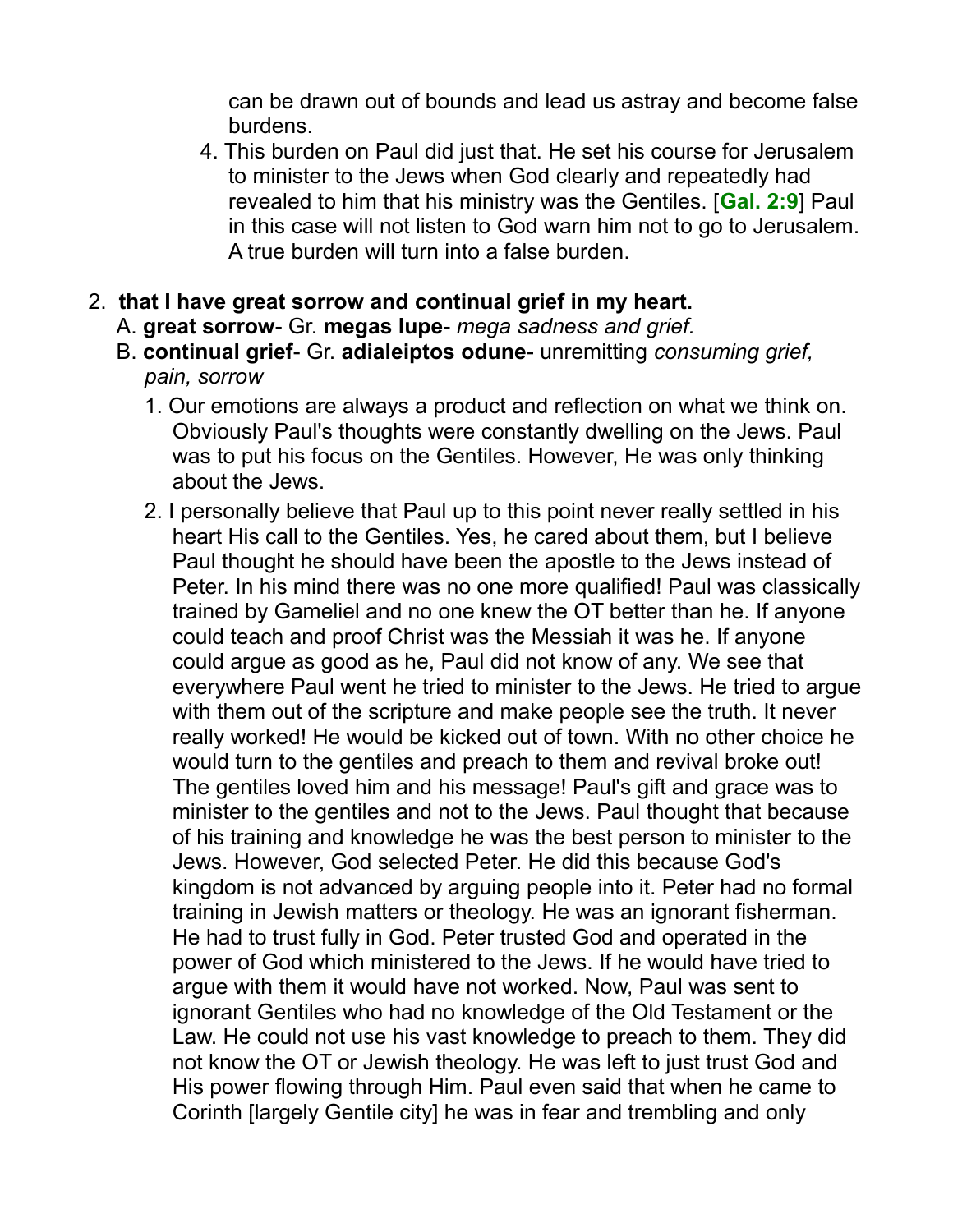can be drawn out of bounds and lead us astray and become false burdens.

4. This burden on Paul did just that. He set his course for Jerusalem to minister to the Jews when God clearly and repeatedly had revealed to him that his ministry was the Gentiles. [**Gal. 2:9**] Paul in this case will not listen to God warn him not to go to Jerusalem. A true burden will turn into a false burden.

2. **that I have great sorrow and continual grief in my heart.**
   A. **great sorrow**- Gr. **megas lupe**- *mega sadness and grief.*
   B. **continual grief**- Gr. **adialeiptos odune**- unremitting *consuming grief, pain, sorrow*
      1. Our emotions are always a product and reflection on what we think on. Obviously Paul's thoughts were constantly dwelling on the Jews. Paul was to put his focus on the Gentiles. However, He was only thinking about the Jews.
      2. I personally believe that Paul up to this point never really settled in his heart His call to the Gentiles. Yes, he cared about them, but I believe Paul thought he should have been the apostle to the Jews instead of Peter. In his mind there was no one more qualified! Paul was classically trained by Gameliel and no one knew the OT better than he. If anyone could teach and proof Christ was the Messiah it was he. If anyone could argue as good as he, Paul did not know of any. We see that everywhere Paul went he tried to minister to the Jews. He tried to argue with them out of the scripture and make people see the truth. It never really worked! He would be kicked out of town. With no other choice he would turn to the gentiles and preach to them and revival broke out! The gentiles loved him and his message! Paul's gift and grace was to minister to the gentiles and not to the Jews. Paul thought that because of his training and knowledge he was the best person to minister to the Jews. However, God selected Peter. He did this because God's kingdom is not advanced by arguing people into it. Peter had no formal training in Jewish matters or theology. He was an ignorant fisherman. He had to trust fully in God. Peter trusted God and operated in the power of God which ministered to the Jews. If he would have tried to argue with them it would have not worked. Now, Paul was sent to ignorant Gentiles who had no knowledge of the Old Testament or the Law. He could not use his vast knowledge to preach to them. They did not know the OT or Jewish theology. He was left to just trust God and His power flowing through Him. Paul even said that when he came to Corinth [largely Gentile city] he was in fear and trembling and only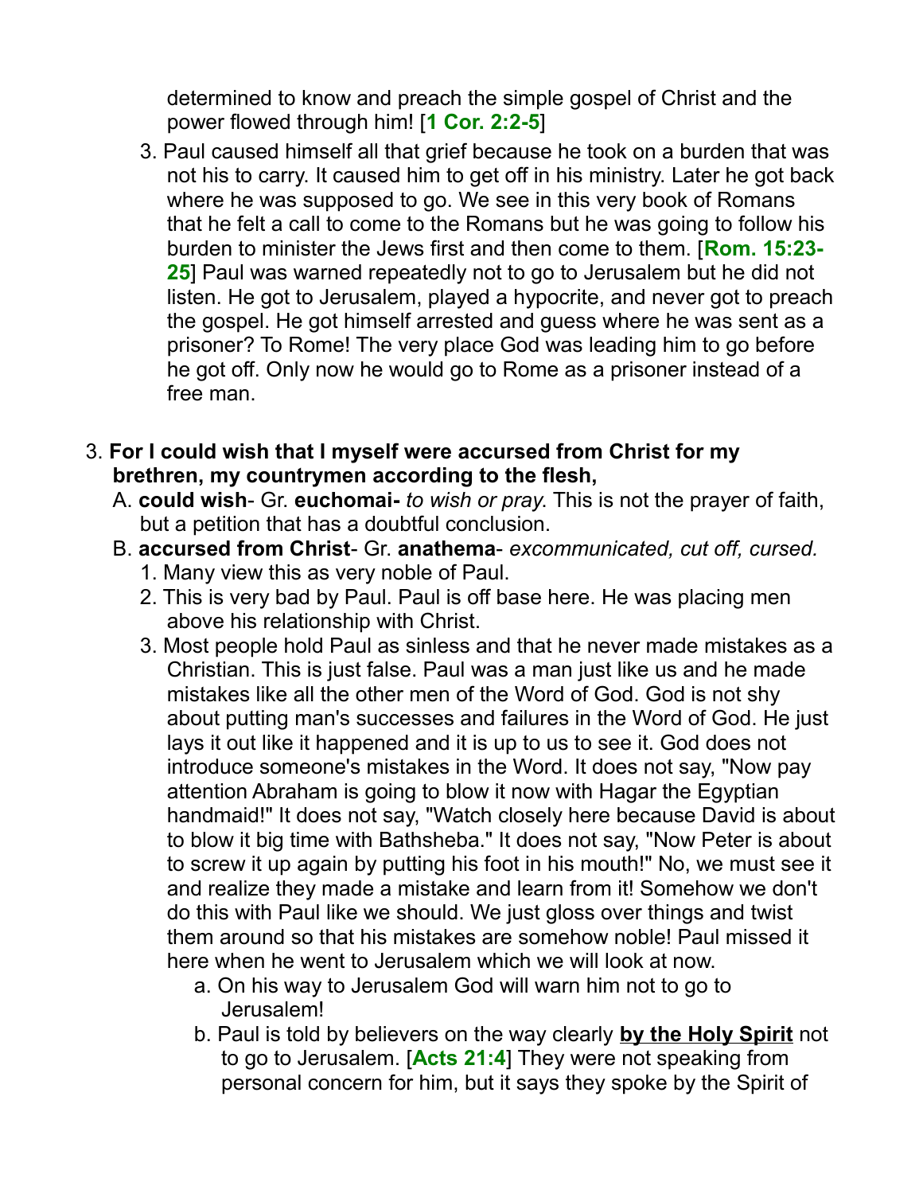determined to know and preach the simple gospel of Christ and the power flowed through him! [**1 Cor. 2:2-5**]

3. Paul caused himself all that grief because he took on a burden that was not his to carry. It caused him to get off in his ministry. Later he got back where he was supposed to go. We see in this very book of Romans that he felt a call to come to the Romans but he was going to follow his burden to minister the Jews first and then come to them. [**Rom. 15:23-25**] Paul was warned repeatedly not to go to Jerusalem but he did not listen. He got to Jerusalem, played a hypocrite, and never got to preach the gospel. He got himself arrested and guess where he was sent as a prisoner? To Rome! The very place God was leading him to go before he got off. Only now he would go to Rome as a prisoner instead of a free man.

3. **For I could wish that I myself were accursed from Christ for my brethren, my countrymen according to the flesh,**
   A. **could wish**- Gr. **euchomai-** *to wish or pray*. This is not the prayer of faith, but a petition that has a doubtful conclusion.
   B. **accursed from Christ**- Gr. **anathema**- *excommunicated, cut off, cursed.*
      1. Many view this as very noble of Paul.
      2. This is very bad by Paul. Paul is off base here. He was placing men above his relationship with Christ.
      3. Most people hold Paul as sinless and that he never made mistakes as a Christian. This is just false. Paul was a man just like us and he made mistakes like all the other men of the Word of God. God is not shy about putting man's successes and failures in the Word of God. He just lays it out like it happened and it is up to us to see it. God does not introduce someone's mistakes in the Word. It does not say, "Now pay attention Abraham is going to blow it now with Hagar the Egyptian handmaid!" It does not say, "Watch closely here because David is about to blow it big time with Bathsheba." It does not say, "Now Peter is about to screw it up again by putting his foot in his mouth!" No, we must see it and realize they made a mistake and learn from it! Somehow we don't do this with Paul like we should. We just gloss over things and twist them around so that his mistakes are somehow noble! Paul missed it here when he went to Jerusalem which we will look at now.
         a. On his way to Jerusalem God will warn him not to go to Jerusalem!
         b. Paul is told by believers on the way clearly **by the Holy Spirit** not to go to Jerusalem. [**Acts 21:4**] They were not speaking from personal concern for him, but it says they spoke by the Spirit of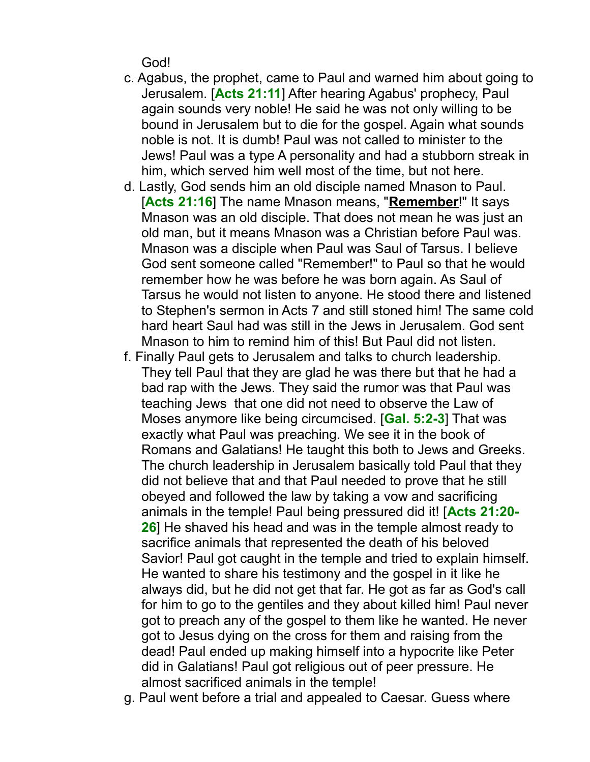God!

c. Agabus, the prophet, came to Paul and warned him about going to Jerusalem. [**Acts 21:11**] After hearing Agabus' prophecy, Paul again sounds very noble! He said he was not only willing to be bound in Jerusalem but to die for the gospel. Again what sounds noble is not. It is dumb! Paul was not called to minister to the Jews! Paul was a type A personality and had a stubborn streak in him, which served him well most of the time, but not here.

d. Lastly, God sends him an old disciple named Mnason to Paul. [**Acts 21:16**] The name Mnason means, "**<u>Remember</u>**!" It says Mnason was an old disciple. That does not mean he was just an old man, but it means Mnason was a Christian before Paul was. Mnason was a disciple when Paul was Saul of Tarsus. I believe God sent someone called "Remember!" to Paul so that he would remember how he was before he was born again. As Saul of Tarsus he would not listen to anyone. He stood there and listened to Stephen's sermon in Acts 7 and still stoned him! The same cold hard heart Saul had was still in the Jews in Jerusalem. God sent Mnason to him to remind him of this! But Paul did not listen.

f. Finally Paul gets to Jerusalem and talks to church leadership. They tell Paul that they are glad he was there but that he had a bad rap with the Jews. They said the rumor was that Paul was teaching Jews that one did not need to observe the Law of Moses anymore like being circumcised. [**Gal. 5:2-3**] That was exactly what Paul was preaching. We see it in the book of Romans and Galatians! He taught this both to Jews and Greeks. The church leadership in Jerusalem basically told Paul that they did not believe that and that Paul needed to prove that he still obeyed and followed the law by taking a vow and sacrificing animals in the temple! Paul being pressured did it! [**Acts 21:20-26**] He shaved his head and was in the temple almost ready to sacrifice animals that represented the death of his beloved Savior! Paul got caught in the temple and tried to explain himself. He wanted to share his testimony and the gospel in it like he always did, but he did not get that far. He got as far as God's call for him to go to the gentiles and they about killed him! Paul never got to preach any of the gospel to them like he wanted. He never got to Jesus dying on the cross for them and raising from the dead! Paul ended up making himself into a hypocrite like Peter did in Galatians! Paul got religious out of peer pressure. He almost sacrificed animals in the temple!

g. Paul went before a trial and appealed to Caesar. Guess where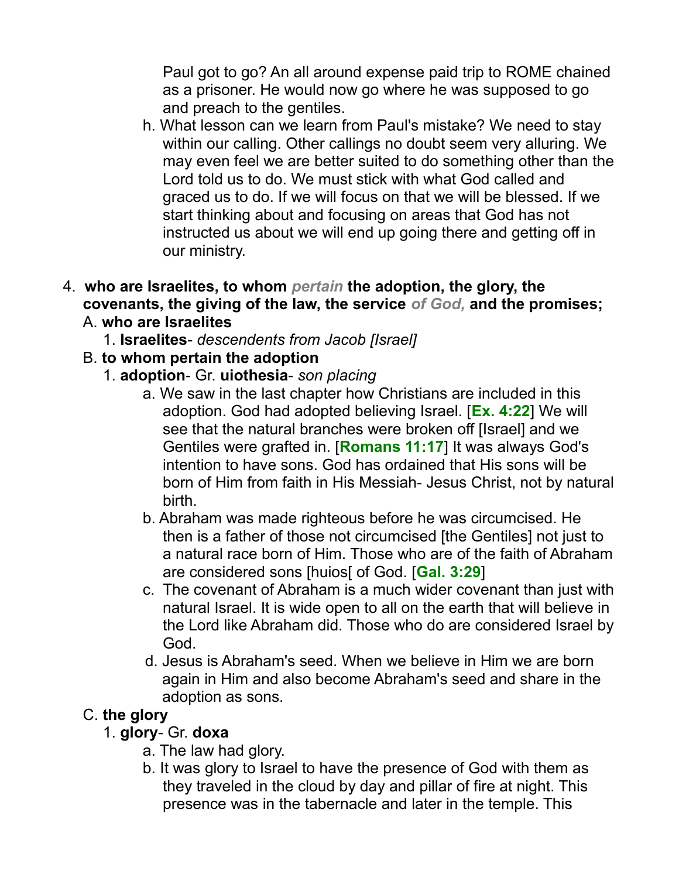Paul got to go? An all around expense paid trip to ROME chained as a prisoner. He would now go where he was supposed to go and preach to the gentiles.

h. What lesson can we learn from Paul's mistake? We need to stay within our calling. Other callings no doubt seem very alluring. We may even feel we are better suited to do something other than the Lord told us to do. We must stick with what God called and graced us to do. If we will focus on that we will be blessed. If we start thinking about and focusing on areas that God has not instructed us about we will end up going there and getting off in our ministry.

4. **who are Israelites, to whom *pertain* the adoption, the glory, the covenants, the giving of the law, the service *of God,* and the promises;**

A. **who are Israelites**

1. **Israelites**- *descendents from Jacob [Israel]*

B. **to whom pertain the adoption**

1. **adoption**- Gr. **uiothesia**- *son placing*

a. We saw in the last chapter how Christians are included in this adoption. God had adopted believing Israel. [**Ex. 4:22**] We will see that the natural branches were broken off [Israel] and we Gentiles were grafted in. [**Romans 11:17**] It was always God's intention to have sons. God has ordained that His sons will be born of Him from faith in His Messiah- Jesus Christ, not by natural birth.

b. Abraham was made righteous before he was circumcised. He then is a father of those not circumcised [the Gentiles] not just to a natural race born of Him. Those who are of the faith of Abraham are considered sons [huios[ of God. [**Gal. 3:29**]

c. The covenant of Abraham is a much wider covenant than just with natural Israel. It is wide open to all on the earth that will believe in the Lord like Abraham did. Those who do are considered Israel by God.

d. Jesus is Abraham's seed. When we believe in Him we are born again in Him and also become Abraham's seed and share in the adoption as sons.

C. **the glory**

1. **glory**- Gr. **doxa**

a. The law had glory.

b. It was glory to Israel to have the presence of God with them as they traveled in the cloud by day and pillar of fire at night. This presence was in the tabernacle and later in the temple. This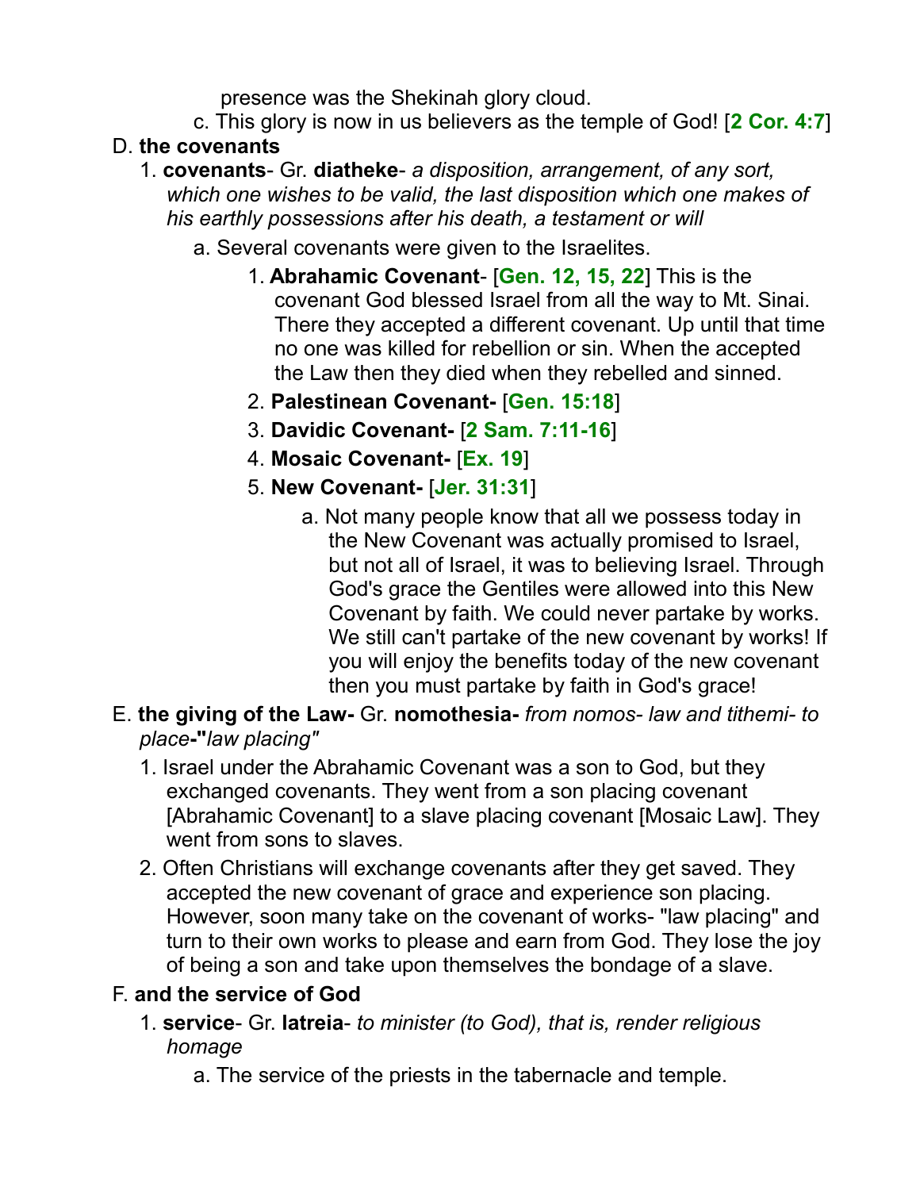presence was the Shekinah glory cloud.

c. This glory is now in us believers as the temple of God! [**2 Cor. 4:7**]

D. **the covenants**

1. **covenants**- Gr. **diatheke**- *a disposition, arrangement, of any sort, which one wishes to be valid, the last disposition which one makes of his earthly possessions after his death, a testament or will*

    a. Several covenants were given to the Israelites.

    1. **Abrahamic Covenant**- [**Gen. 12, 15, 22**] This is the covenant God blessed Israel from all the way to Mt. Sinai. There they accepted a different covenant. Up until that time no one was killed for rebellion or sin. When the accepted the Law then they died when they rebelled and sinned.
    2. **Palestinean Covenant-** [**Gen. 15:18**]
    3. **Davidic Covenant-** [**2 Sam. 7:11-16**]
    4. **Mosaic Covenant-** [**Ex. 19**]
    5. **New Covenant-** [**Jer. 31:31**]

        a. Not many people know that all we possess today in the New Covenant was actually promised to Israel, but not all of Israel, it was to believing Israel. Through God's grace the Gentiles were allowed into this New Covenant by faith. We could never partake by works. We still can't partake of the new covenant by works! If you will enjoy the benefits today of the new covenant then you must partake by faith in God's grace!

E. **the giving of the Law-** Gr. **nomothesia-** *from nomos- law and tithemi- to place***-"***law placing"*

1. Israel under the Abrahamic Covenant was a son to God, but they exchanged covenants. They went from a son placing covenant [Abrahamic Covenant] to a slave placing covenant [Mosaic Law]. They went from sons to slaves.
2. Often Christians will exchange covenants after they get saved. They accepted the new covenant of grace and experience son placing. However, soon many take on the covenant of works- "law placing" and turn to their own works to please and earn from God. They lose the joy of being a son and take upon themselves the bondage of a slave.

F. **and the service of God**

1. **service**- Gr. **latreia**- *to minister (to God), that is, render religious homage*

    a. The service of the priests in the tabernacle and temple.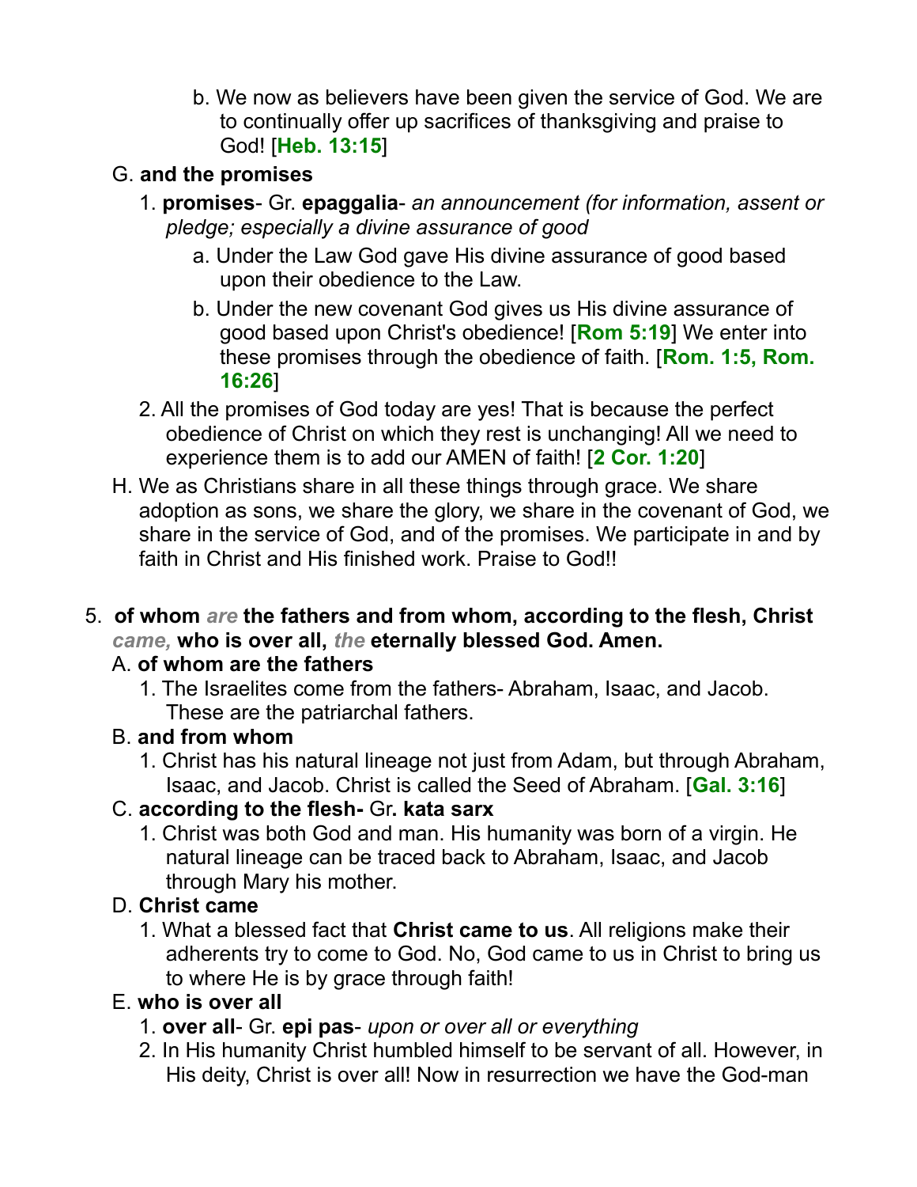b. We now as believers have been given the service of God. We are to continually offer up sacrifices of thanksgiving and praise to God! [**Heb. 13:15**]

G. **and the promises**

1. **promises**- Gr. **epaggalia**- *an announcement (for information, assent or pledge; especially a divine assurance of good*

a. Under the Law God gave His divine assurance of good based upon their obedience to the Law.

b. Under the new covenant God gives us His divine assurance of good based upon Christ's obedience! [**Rom 5:19**] We enter into these promises through the obedience of faith. [**Rom. 1:5, Rom. 16:26**]

2. All the promises of God today are yes! That is because the perfect obedience of Christ on which they rest is unchanging! All we need to experience them is to add our AMEN of faith! [**2 Cor. 1:20**]

H. We as Christians share in all these things through grace. We share adoption as sons, we share the glory, we share in the covenant of God, we share in the service of God, and of the promises. We participate in and by faith in Christ and His finished work. Praise to God!!

5. **of whom *are* the fathers and from whom, according to the flesh, Christ *came,* who is over all, *the* eternally blessed God. Amen.**

A. **of whom are the fathers**

1. The Israelites come from the fathers- Abraham, Isaac, and Jacob. These are the patriarchal fathers.

B. **and from whom**

1. Christ has his natural lineage not just from Adam, but through Abraham, Isaac, and Jacob. Christ is called the Seed of Abraham. [**Gal. 3:16**]

C. **according to the flesh-** Gr. **kata sarx**

1. Christ was both God and man. His humanity was born of a virgin. He natural lineage can be traced back to Abraham, Isaac, and Jacob through Mary his mother.

D. **Christ came**

1. What a blessed fact that **Christ came to us**. All religions make their adherents try to come to God. No, God came to us in Christ to bring us to where He is by grace through faith!

E. **who is over all**

1. **over all**- Gr. **epi pas**- *upon or over all or everything*

2. In His humanity Christ humbled himself to be servant of all. However, in His deity, Christ is over all! Now in resurrection we have the God-man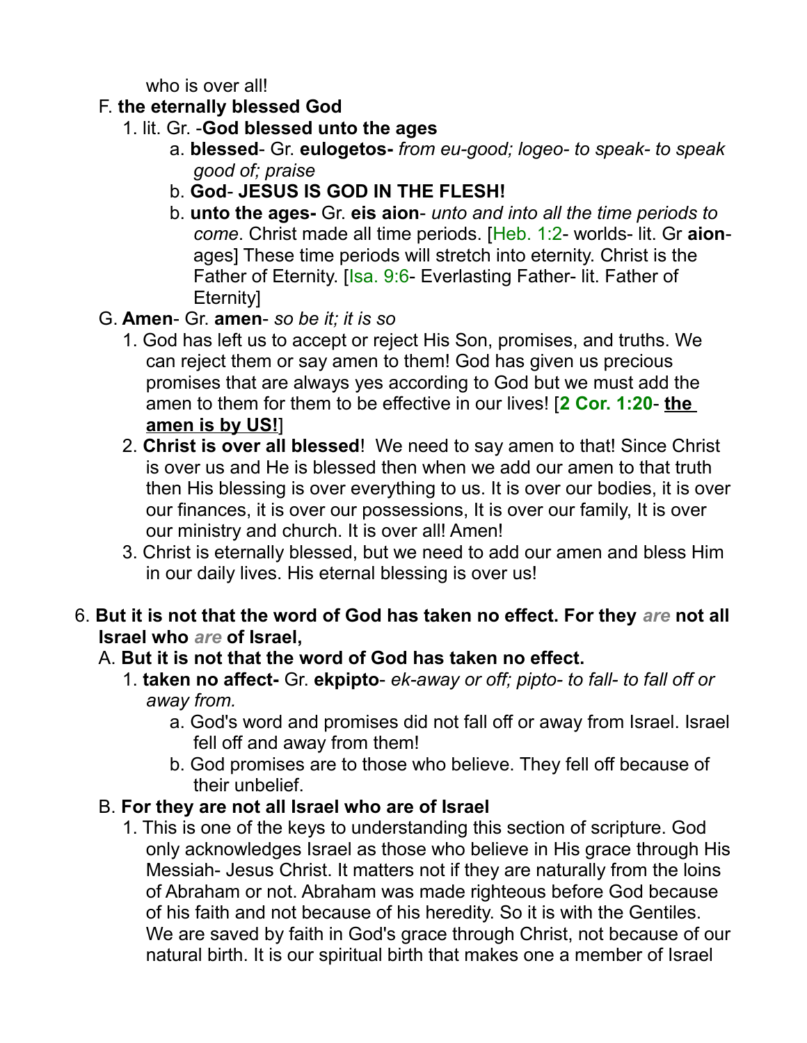who is over all!

F. **the eternally blessed God**

1. lit. Gr. -**God blessed unto the ages**

    a. **blessed**- Gr. **eulogetos-** *from eu-good; logeo- to speak- to speak good of; praise*

    b. **God**- **JESUS IS GOD IN THE FLESH!**

    b. **unto the ages-** Gr. **eis aion**- *unto and into all the time periods to come*. Christ made all time periods. [Heb. 1:2- worlds- lit. Gr **aion**- ages] These time periods will stretch into eternity. Christ is the Father of Eternity. [Isa. 9:6- Everlasting Father- lit. Father of Eternity]

G. **Amen**- Gr. **amen**- *so be it; it is so*

1. God has left us to accept or reject His Son, promises, and truths. We can reject them or say amen to them! God has given us precious promises that are always yes according to God but we must add the amen to them for them to be effective in our lives! [**2 Cor. 1:20**- **<u>the amen is by US!</u>**]

2. **Christ is over all blessed**! We need to say amen to that! Since Christ is over us and He is blessed then when we add our amen to that truth then His blessing is over everything to us. It is over our bodies, it is over our finances, it is over our possessions, It is over our family, It is over our ministry and church. It is over all! Amen!

3. Christ is eternally blessed, but we need to add our amen and bless Him in our daily lives. His eternal blessing is over us!

6. **But it is not that the word of God has taken no effect. For they *are* not all Israel who *are* of Israel,**

A. **But it is not that the word of God has taken no effect.**

1. **taken no affect-** Gr. **ekpipto**- *ek-away or off; pipto- to fall- to fall off or away from.*

    a. God's word and promises did not fall off or away from Israel. Israel fell off and away from them!

    b. God promises are to those who believe. They fell off because of their unbelief.

B. **For they are not all Israel who are of Israel**

1. This is one of the keys to understanding this section of scripture. God only acknowledges Israel as those who believe in His grace through His Messiah- Jesus Christ. It matters not if they are naturally from the loins of Abraham or not. Abraham was made righteous before God because of his faith and not because of his heredity. So it is with the Gentiles. We are saved by faith in God's grace through Christ, not because of our natural birth. It is our spiritual birth that makes one a member of Israel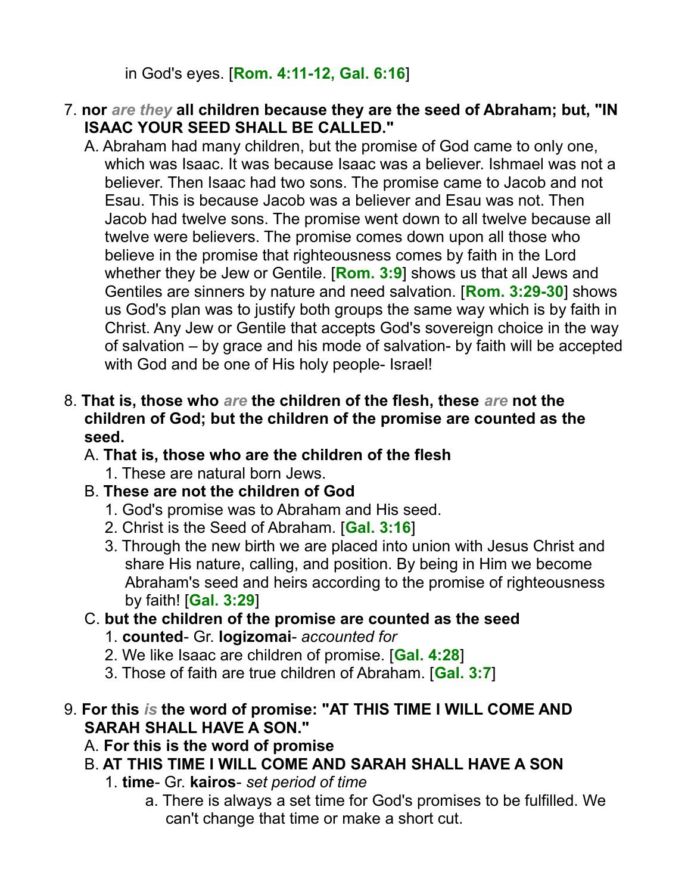in God's eyes. [**Rom. 4:11-12, Gal. 6:16**]

7. **nor *are they* all children because they are the seed of Abraham; but, "IN ISAAC YOUR SEED SHALL BE CALLED."**
   A. Abraham had many children, but the promise of God came to only one, which was Isaac. It was because Isaac was a believer. Ishmael was not a believer. Then Isaac had two sons. The promise came to Jacob and not Esau. This is because Jacob was a believer and Esau was not. Then Jacob had twelve sons. The promise went down to all twelve because all twelve were believers. The promise comes down upon all those who believe in the promise that righteousness comes by faith in the Lord whether they be Jew or Gentile. [**Rom. 3:9**] shows us that all Jews and Gentiles are sinners by nature and need salvation. [**Rom. 3:29-30**] shows us God's plan was to justify both groups the same way which is by faith in Christ. Any Jew or Gentile that accepts God's sovereign choice in the way of salvation – by grace and his mode of salvation- by faith will be accepted with God and be one of His holy people- Israel!

8. **That is, those who *are* the children of the flesh, these *are* not the children of God; but the children of the promise are counted as the seed.**
   A. **That is, those who are the children of the flesh**
      1. These are natural born Jews.
   B. **These are not the children of God**
      1. God's promise was to Abraham and His seed.
      2. Christ is the Seed of Abraham. [**Gal. 3:16**]
      3. Through the new birth we are placed into union with Jesus Christ and share His nature, calling, and position. By being in Him we become Abraham's seed and heirs according to the promise of righteousness by faith! [**Gal. 3:29**]
   C. **but the children of the promise are counted as the seed**
      1. **counted**- Gr. **logizomai**- *accounted for*
      2. We like Isaac are children of promise. [**Gal. 4:28**]
      3. Those of faith are true children of Abraham. [**Gal. 3:7**]

9. **For this *is* the word of promise: "AT THIS TIME I WILL COME AND SARAH SHALL HAVE A SON."**
   A. **For this is the word of promise**
   B. **AT THIS TIME I WILL COME AND SARAH SHALL HAVE A SON**
      1. **time**- Gr. **kairos**- *set period of time*
         a. There is always a set time for God's promises to be fulfilled. We can't change that time or make a short cut.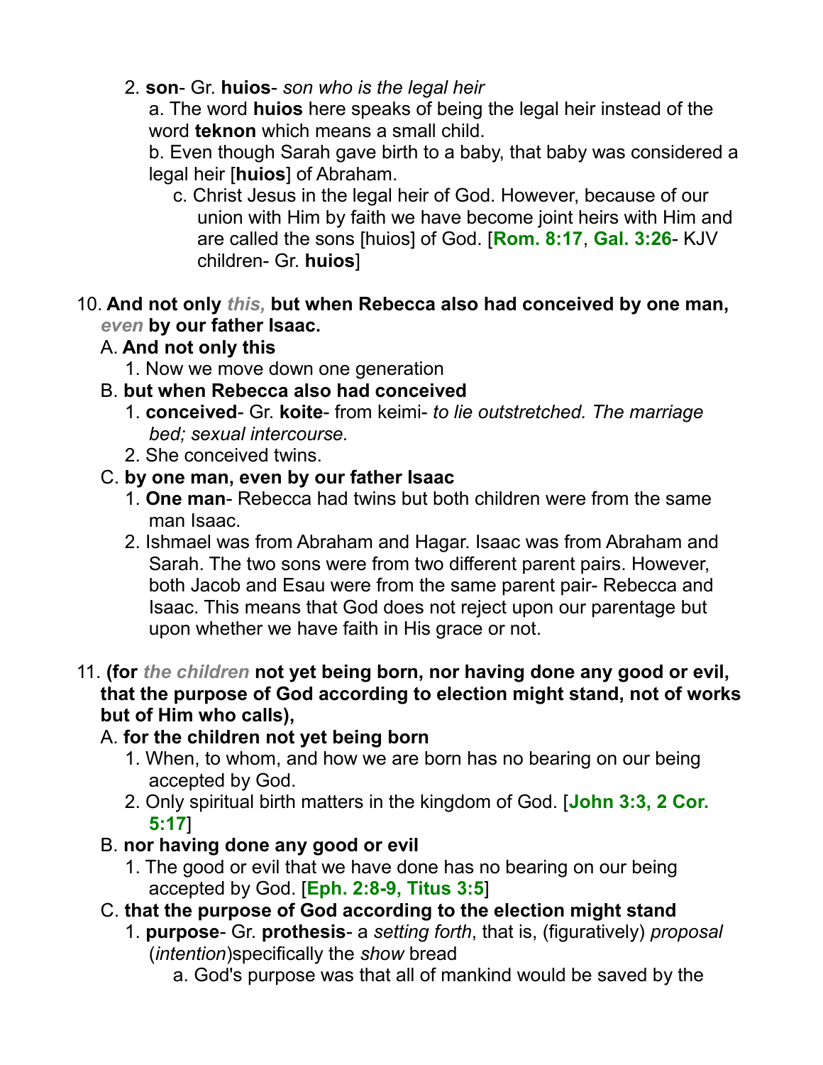2. **son**- Gr. **huios**- *son who is the legal heir*

   a. The word **huios** here speaks of being the legal heir instead of the word **teknon** which means a small child.

   b. Even though Sarah gave birth to a baby, that baby was considered a legal heir [**huios**] of Abraham.

   c. Christ Jesus in the legal heir of God. However, because of our union with Him by faith we have become joint heirs with Him and are called the sons [huios] of God. [**Rom. 8:17**, **Gal. 3:26**- KJV children- Gr. **huios**]

10. **And not only *this,* but when Rebecca also had conceived by one man, *even* by our father Isaac.**

A. **And not only this**

1. Now we move down one generation

B. **but when Rebecca also had conceived**

1. **conceived**- Gr. **koite**- from keimi- *to lie outstretched. The marriage bed; sexual intercourse.*
2. She conceived twins.

C. **by one man, even by our father Isaac**

1. **One man**- Rebecca had twins but both children were from the same man Isaac.
2. Ishmael was from Abraham and Hagar. Isaac was from Abraham and Sarah. The two sons were from two different parent pairs. However, both Jacob and Esau were from the same parent pair- Rebecca and Isaac. This means that God does not reject upon our parentage but upon whether we have faith in His grace or not.

11. **(for *the children* not yet being born, nor having done any good or evil, that the purpose of God according to election might stand, not of works but of Him who calls),**

A. **for the children not yet being born**

1. When, to whom, and how we are born has no bearing on our being accepted by God.
2. Only spiritual birth matters in the kingdom of God. [**John 3:3, 2 Cor. 5:17**]

B. **nor having done any good or evil**

1. The good or evil that we have done has no bearing on our being accepted by God. [**Eph. 2:8-9, Titus 3:5**]

C. **that the purpose of God according to the election might stand**

1. **purpose**- Gr. **prothesis**- a *setting forth*, that is, (figuratively) *proposal* (*intention*)specifically the *show* bread

   a. God's purpose was that all of mankind would be saved by the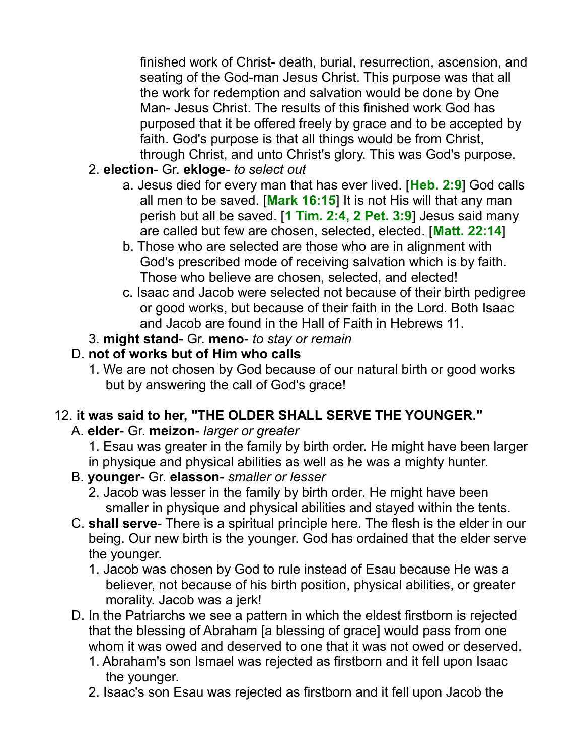finished work of Christ- death, burial, resurrection, ascension, and seating of the God-man Jesus Christ. This purpose was that all the work for redemption and salvation would be done by One Man- Jesus Christ. The results of this finished work God has purposed that it be offered freely by grace and to be accepted by faith. God's purpose is that all things would be from Christ, through Christ, and unto Christ's glory. This was God's purpose.

2. **election**- Gr. **ekloge**- *to select out*
   - a. Jesus died for every man that has ever lived. [**Heb. 2:9**] God calls all men to be saved. [**Mark 16:15**] It is not His will that any man perish but all be saved. [**1 Tim. 2:4, 2 Pet. 3:9**] Jesus said many are called but few are chosen, selected, elected. [**Matt. 22:14**]
   - b. Those who are selected are those who are in alignment with God's prescribed mode of receiving salvation which is by faith. Those who believe are chosen, selected, and elected!
   - c. Isaac and Jacob were selected not because of their birth pedigree or good works, but because of their faith in the Lord. Both Isaac and Jacob are found in the Hall of Faith in Hebrews 11.
3. **might stand**- Gr. **meno**- *to stay or remain*

D. **not of works but of Him who calls**
   1. We are not chosen by God because of our natural birth or good works but by answering the call of God's grace!

12. **it was said to her, "THE OLDER SHALL SERVE THE YOUNGER."**

A. **elder**- Gr. **meizon**- *larger or greater*
   1. Esau was greater in the family by birth order. He might have been larger in physique and physical abilities as well as he was a mighty hunter.

B. **younger**- Gr. **elasson**- *smaller or lesser*
   2. Jacob was lesser in the family by birth order. He might have been smaller in physique and physical abilities and stayed within the tents.

C. **shall serve**- There is a spiritual principle here. The flesh is the elder in our being. Our new birth is the younger. God has ordained that the elder serve the younger.
   1. Jacob was chosen by God to rule instead of Esau because He was a believer, not because of his birth position, physical abilities, or greater morality. Jacob was a jerk!

D. In the Patriarchs we see a pattern in which the eldest firstborn is rejected that the blessing of Abraham [a blessing of grace] would pass from one whom it was owed and deserved to one that it was not owed or deserved.
   1. Abraham's son Ismael was rejected as firstborn and it fell upon Isaac the younger.
   2. Isaac's son Esau was rejected as firstborn and it fell upon Jacob the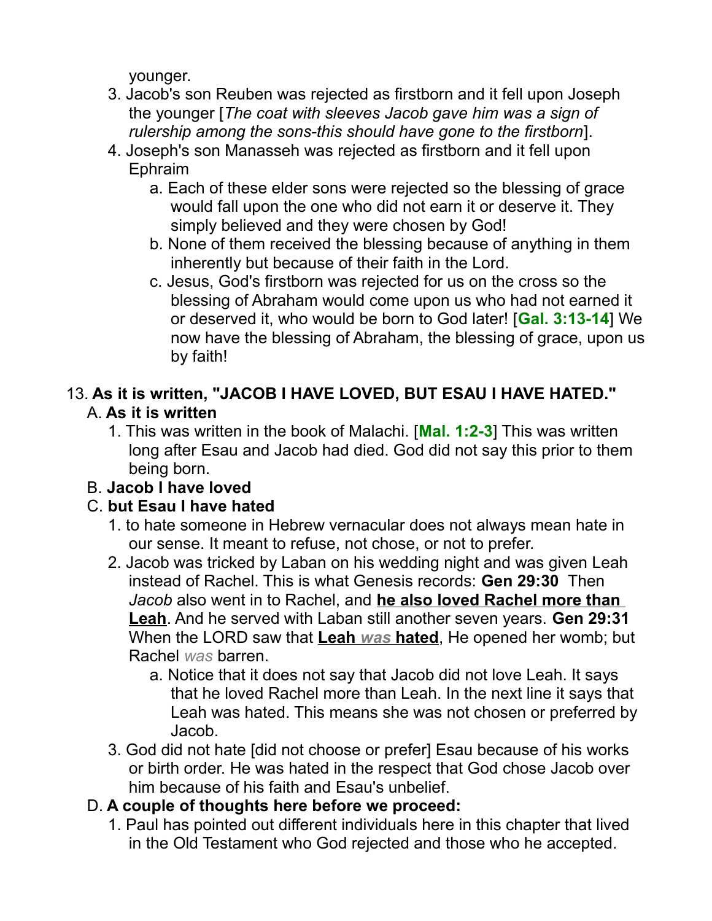younger.

3. Jacob's son Reuben was rejected as firstborn and it fell upon Joseph the younger [*The coat with sleeves Jacob gave him was a sign of rulership among the sons-this should have gone to the firstborn*].
4. Joseph's son Manasseh was rejected as firstborn and it fell upon Ephraim
   a. Each of these elder sons were rejected so the blessing of grace would fall upon the one who did not earn it or deserve it. They simply believed and they were chosen by God!
   b. None of them received the blessing because of anything in them inherently but because of their faith in the Lord.
   c. Jesus, God's firstborn was rejected for us on the cross so the blessing of Abraham would come upon us who had not earned it or deserved it, who would be born to God later! [**Gal. 3:13-14**] We now have the blessing of Abraham, the blessing of grace, upon us by faith!

13. **As it is written, "JACOB I HAVE LOVED, BUT ESAU I HAVE HATED."**

A. **As it is written**

1. This was written in the book of Malachi. [**Mal. 1:2-3**] This was written long after Esau and Jacob had died. God did not say this prior to them being born.

B. **Jacob I have loved**

C. **but Esau I have hated**

1. to hate someone in Hebrew vernacular does not always mean hate in our sense. It meant to refuse, not chose, or not to prefer.
2. Jacob was tricked by Laban on his wedding night and was given Leah instead of Rachel. This is what Genesis records: **Gen 29:30** Then *Jacob* also went in to Rachel, and **he also loved Rachel more than Leah**. And he served with Laban still another seven years. **Gen 29:31** When the LORD saw that **Leah *was* hated**, He opened her womb; but Rachel *was* barren.
   a. Notice that it does not say that Jacob did not love Leah. It says that he loved Rachel more than Leah. In the next line it says that Leah was hated. This means she was not chosen or preferred by Jacob.
3. God did not hate [did not choose or prefer] Esau because of his works or birth order. He was hated in the respect that God chose Jacob over him because of his faith and Esau's unbelief.

D. **A couple of thoughts here before we proceed:**

1. Paul has pointed out different individuals here in this chapter that lived in the Old Testament who God rejected and those who he accepted.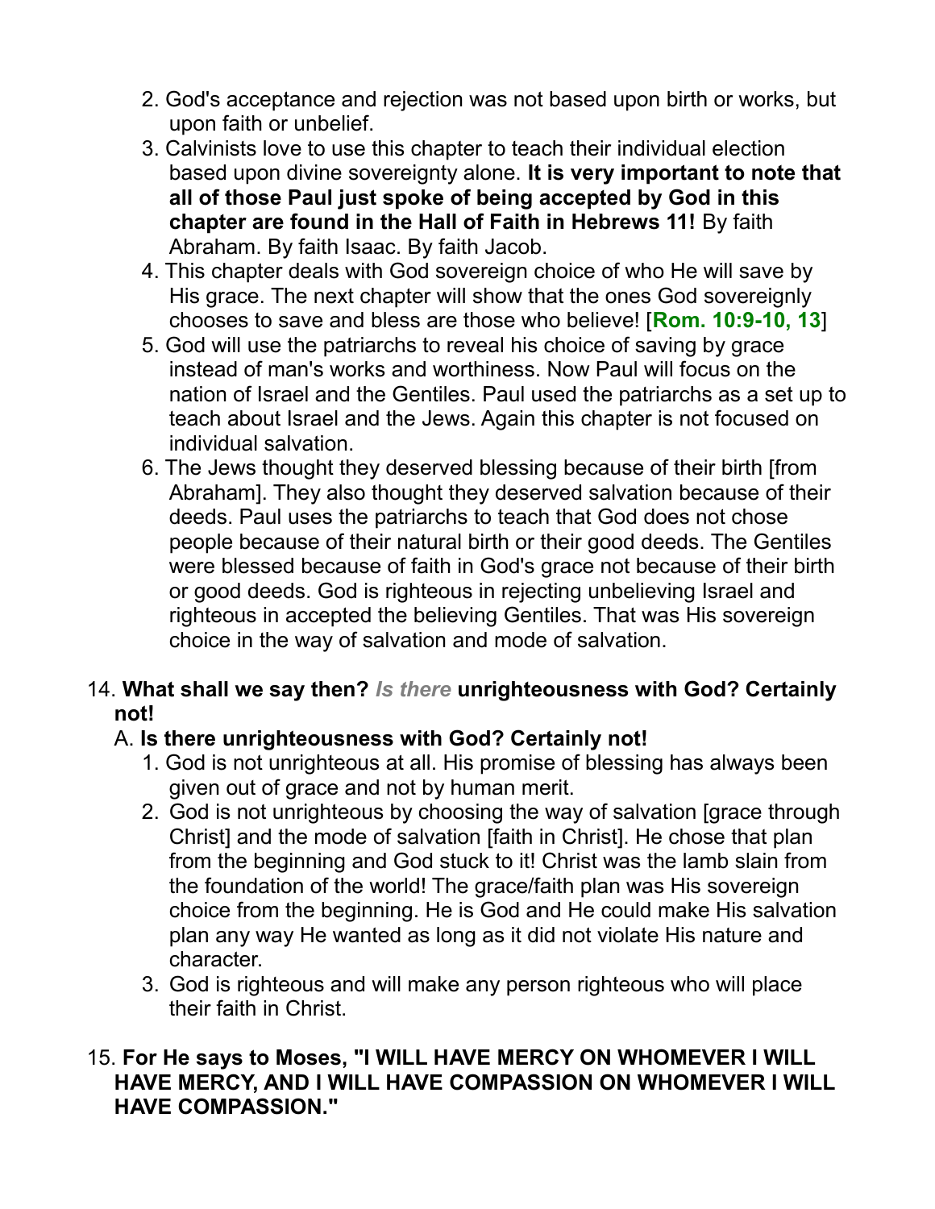2. God's acceptance and rejection was not based upon birth or works, but upon faith or unbelief.
3. Calvinists love to use this chapter to teach their individual election based upon divine sovereignty alone. **It is very important to note that all of those Paul just spoke of being accepted by God in this chapter are found in the Hall of Faith in Hebrews 11!** By faith Abraham. By faith Isaac. By faith Jacob.
4. This chapter deals with God sovereign choice of who He will save by His grace. The next chapter will show that the ones God sovereignly chooses to save and bless are those who believe! [**Rom. 10:9-10, 13**]
5. God will use the patriarchs to reveal his choice of saving by grace instead of man's works and worthiness. Now Paul will focus on the nation of Israel and the Gentiles. Paul used the patriarchs as a set up to teach about Israel and the Jews. Again this chapter is not focused on individual salvation.
6. The Jews thought they deserved blessing because of their birth [from Abraham]. They also thought they deserved salvation because of their deeds. Paul uses the patriarchs to teach that God does not chose people because of their natural birth or their good deeds. The Gentiles were blessed because of faith in God's grace not because of their birth or good deeds. God is righteous in rejecting unbelieving Israel and righteous in accepted the believing Gentiles. That was His sovereign choice in the way of salvation and mode of salvation.

14. **What shall we say then?** ***Is there*** **unrighteousness with God? Certainly not!**

A. **Is there unrighteousness with God? Certainly not!**

1. God is not unrighteous at all. His promise of blessing has always been given out of grace and not by human merit.
2. God is not unrighteous by choosing the way of salvation [grace through Christ] and the mode of salvation [faith in Christ]. He chose that plan from the beginning and God stuck to it! Christ was the lamb slain from the foundation of the world! The grace/faith plan was His sovereign choice from the beginning. He is God and He could make His salvation plan any way He wanted as long as it did not violate His nature and character.
3. God is righteous and will make any person righteous who will place their faith in Christ.

15. **For He says to Moses, "I WILL HAVE MERCY ON WHOMEVER I WILL HAVE MERCY, AND I WILL HAVE COMPASSION ON WHOMEVER I WILL HAVE COMPASSION."**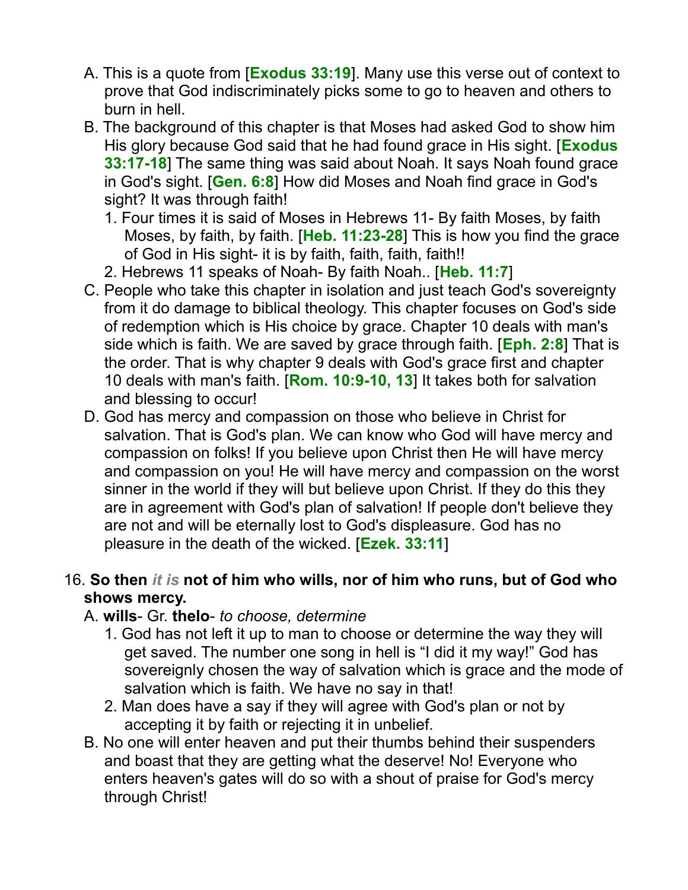A. This is a quote from [**Exodus 33:19**]. Many use this verse out of context to prove that God indiscriminately picks some to go to heaven and others to burn in hell.

B. The background of this chapter is that Moses had asked God to show him His glory because God said that he had found grace in His sight. [**Exodus 33:17-18**] The same thing was said about Noah. It says Noah found grace in God's sight. [**Gen. 6:8**] How did Moses and Noah find grace in God's sight? It was through faith!

   1. Four times it is said of Moses in Hebrews 11- By faith Moses, by faith Moses, by faith, by faith. [**Heb. 11:23-28**] This is how you find the grace of God in His sight- it is by faith, faith, faith, faith!!
   2. Hebrews 11 speaks of Noah- By faith Noah.. [**Heb. 11:7**]

C. People who take this chapter in isolation and just teach God's sovereignty from it do damage to biblical theology. This chapter focuses on God's side of redemption which is His choice by grace. Chapter 10 deals with man's side which is faith. We are saved by grace through faith. [**Eph. 2:8**] That is the order. That is why chapter 9 deals with God's grace first and chapter 10 deals with man's faith. [**Rom. 10:9-10, 13**] It takes both for salvation and blessing to occur!

D. God has mercy and compassion on those who believe in Christ for salvation. That is God's plan. We can know who God will have mercy and compassion on folks! If you believe upon Christ then He will have mercy and compassion on you! He will have mercy and compassion on the worst sinner in the world if they will but believe upon Christ. If they do this they are in agreement with God's plan of salvation! If people don't believe they are not and will be eternally lost to God's displeasure. God has no pleasure in the death of the wicked. [**Ezek. 33:11**]

16. **So then *it is* not of him who wills, nor of him who runs, but of God who shows mercy.**

A. **wills**- Gr. **thelo**- *to choose, determine*

   1. God has not left it up to man to choose or determine the way they will get saved. The number one song in hell is "I did it my way!" God has sovereignly chosen the way of salvation which is grace and the mode of salvation which is faith. We have no say in that!
   2. Man does have a say if they will agree with God's plan or not by accepting it by faith or rejecting it in unbelief.

B. No one will enter heaven and put their thumbs behind their suspenders and boast that they are getting what the deserve! No! Everyone who enters heaven's gates will do so with a shout of praise for God's mercy through Christ!